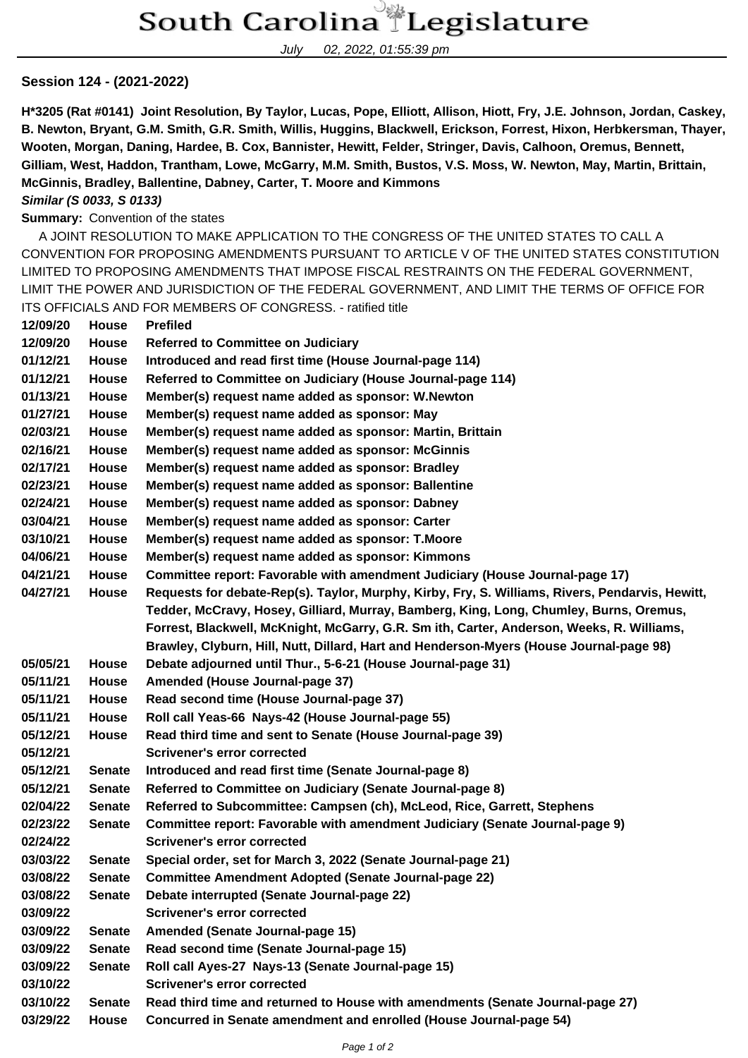# South Carolina Legislature

July 02, 2022, 01:55:39 pm

**Session 124 - (2021-2022)**

**H*3205 (Rat #0141) Joint Resolution, By Taylor, Lucas, Pope, Elliott, Allison, Hiott, Fry, J.E. Johnson, Jordan, Caskey, B. Newton, Bryant, G.M. Smith, G.R. Smith, Willis, Huggins, Blackwell, Erickson, Forrest, Hixon, Herbkersman, Thayer, Wooten, Morgan, Daning, Hardee, B. Cox, Bannister, Hewitt, Felder, Stringer, Davis, Calhoon, Oremus, Bennett, Gilliam, West, Haddon, Trantham, Lowe, McGarry, M.M. Smith, Bustos, V.S. Moss, W. Newton, May, Martin, Brittain, McGinnis, Bradley, Ballentine, Dabney, Carter, T. Moore and Kimmons**

***Similar (S 0033, S 0133)***

**Summary:** Convention of the states

A JOINT RESOLUTION TO MAKE APPLICATION TO THE CONGRESS OF THE UNITED STATES TO CALL A CONVENTION FOR PROPOSING AMENDMENTS PURSUANT TO ARTICLE V OF THE UNITED STATES CONSTITUTION LIMITED TO PROPOSING AMENDMENTS THAT IMPOSE FISCAL RESTRAINTS ON THE FEDERAL GOVERNMENT, LIMIT THE POWER AND JURISDICTION OF THE FEDERAL GOVERNMENT, AND LIMIT THE TERMS OF OFFICE FOR ITS OFFICIALS AND FOR MEMBERS OF CONGRESS. - ratified title

| | | |
|---|---|---|
| **12/09/20** | **House** | **Prefiled** |
| **12/09/20** | **House** | **Referred to Committee on Judiciary** |
| **01/12/21** | **House** | **Introduced and read first time (House Journal-page 114)** |
| **01/12/21** | **House** | **Referred to Committee on Judiciary (House Journal-page 114)** |
| **01/13/21** | **House** | **Member(s) request name added as sponsor: W.Newton** |
| **01/27/21** | **House** | **Member(s) request name added as sponsor: May** |
| **02/03/21** | **House** | **Member(s) request name added as sponsor: Martin, Brittain** |
| **02/16/21** | **House** | **Member(s) request name added as sponsor: McGinnis** |
| **02/17/21** | **House** | **Member(s) request name added as sponsor: Bradley** |
| **02/23/21** | **House** | **Member(s) request name added as sponsor: Ballentine** |
| **02/24/21** | **House** | **Member(s) request name added as sponsor: Dabney** |
| **03/04/21** | **House** | **Member(s) request name added as sponsor: Carter** |
| **03/10/21** | **House** | **Member(s) request name added as sponsor: T.Moore** |
| **04/06/21** | **House** | **Member(s) request name added as sponsor: Kimmons** |
| **04/21/21** | **House** | **Committee report: Favorable with amendment Judiciary (House Journal-page 17)** |
| **04/27/21** | **House** | **Requests for debate-Rep(s). Taylor, Murphy, Kirby, Fry, S. Williams, Rivers, Pendarvis, Hewitt, Tedder, McCravy, Hosey, Gilliard, Murray, Bamberg, King, Long, Chumley, Burns, Oremus, Forrest, Blackwell, McKnight, McGarry, G.R. Sm ith, Carter, Anderson, Weeks, R. Williams, Brawley, Clyburn, Hill, Nutt, Dillard, Hart and Henderson-Myers (House Journal-page 98)** |
| **05/05/21** | **House** | **Debate adjourned until Thur., 5-6-21 (House Journal-page 31)** |
| **05/11/21** | **House** | **Amended (House Journal-page 37)** |
| **05/11/21** | **House** | **Read second time (House Journal-page 37)** |
| **05/11/21** | **House** | **Roll call Yeas-66 Nays-42 (House Journal-page 55)** |
| **05/12/21** | **House** | **Read third time and sent to Senate (House Journal-page 39)** |
| **05/12/21** | | **Scrivener's error corrected** |
| **05/12/21** | **Senate** | **Introduced and read first time (Senate Journal-page 8)** |
| **05/12/21** | **Senate** | **Referred to Committee on Judiciary (Senate Journal-page 8)** |
| **02/04/22** | **Senate** | **Referred to Subcommittee: Campsen (ch), McLeod, Rice, Garrett, Stephens** |
| **02/23/22** | **Senate** | **Committee report: Favorable with amendment Judiciary (Senate Journal-page 9)** |
| **02/24/22** | | **Scrivener's error corrected** |
| **03/03/22** | **Senate** | **Special order, set for March 3, 2022 (Senate Journal-page 21)** |
| **03/08/22** | **Senate** | **Committee Amendment Adopted (Senate Journal-page 22)** |
| **03/08/22** | **Senate** | **Debate interrupted (Senate Journal-page 22)** |
| **03/09/22** | | **Scrivener's error corrected** |
| **03/09/22** | **Senate** | **Amended (Senate Journal-page 15)** |
| **03/09/22** | **Senate** | **Read second time (Senate Journal-page 15)** |
| **03/09/22** | **Senate** | **Roll call Ayes-27 Nays-13 (Senate Journal-page 15)** |
| **03/10/22** | | **Scrivener's error corrected** |
| **03/10/22** | **Senate** | **Read third time and returned to House with amendments (Senate Journal-page 27)** |
| **03/29/22** | **House** | **Concurred in Senate amendment and enrolled (House Journal-page 54)** |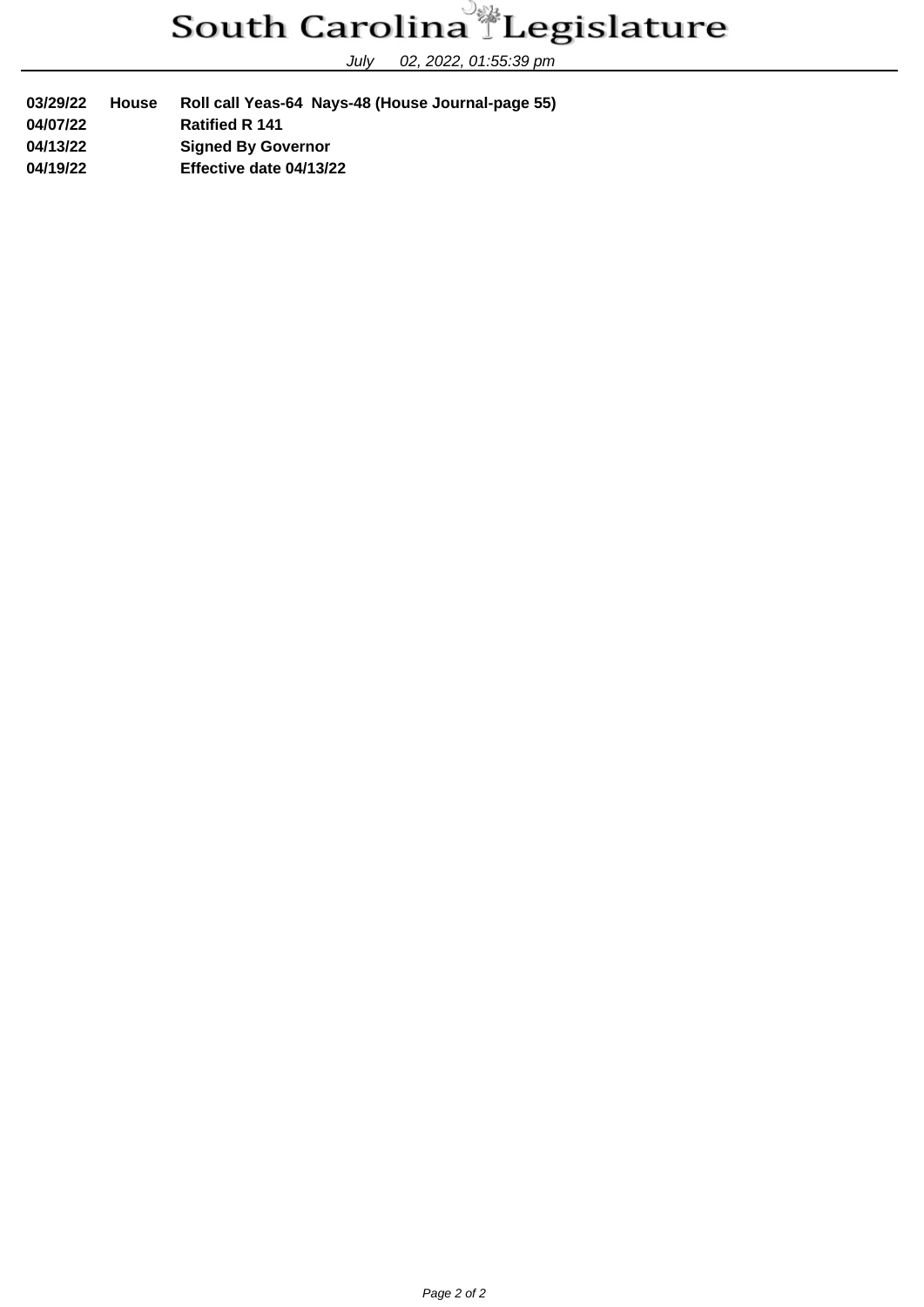| | | |
|---|---|---|
| **03/29/22** | **House** | **Roll call Yeas-64 Nays-48 (House Journal-page 55)** |
| **04/07/22** | | **Ratified R 141** |
| **04/13/22** | | **Signed By Governor** |
| **04/19/22** | | **Effective date 04/13/22** |